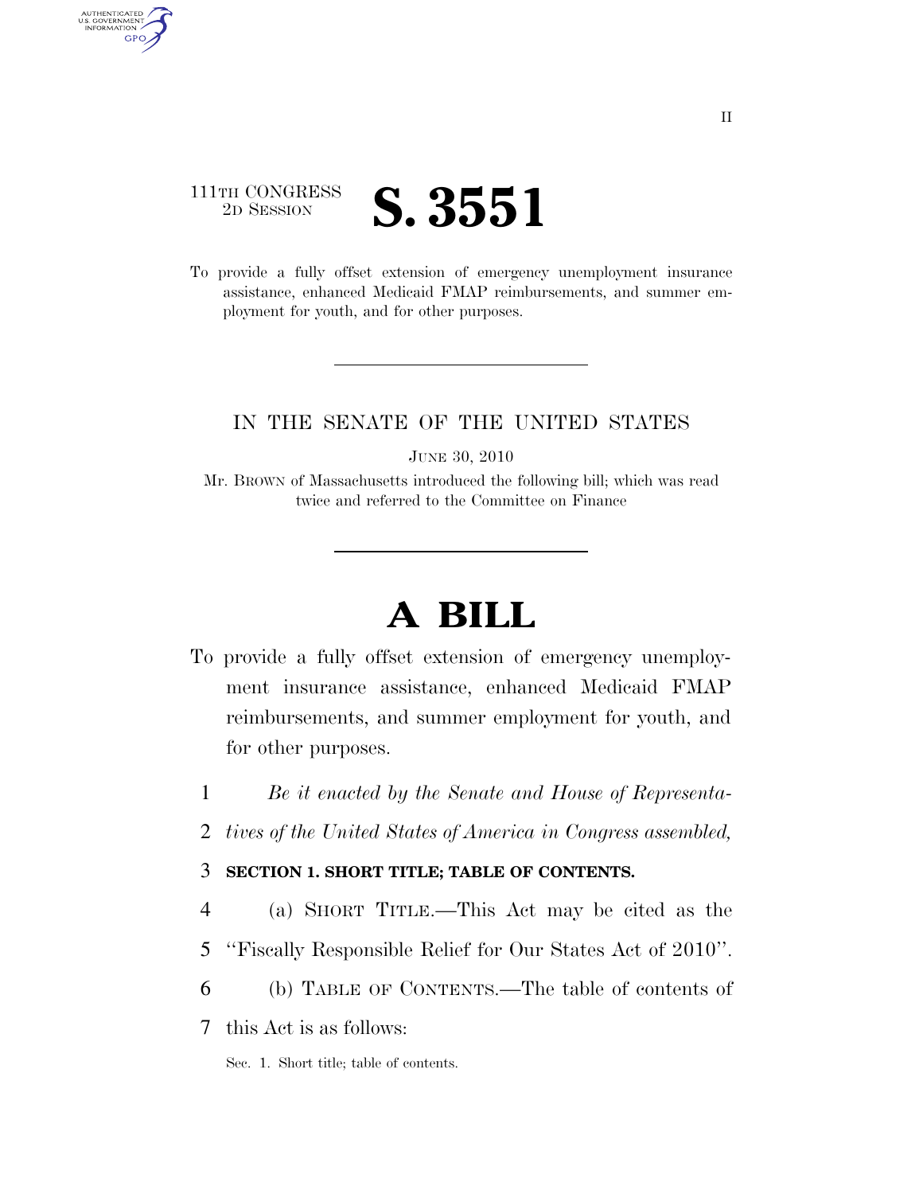111TH CONGRESS
2D SESSION

# S. 3551

To provide a fully offset extension of emergency unemployment insurance assistance, enhanced Medicaid FMAP reimbursements, and summer employment for youth, and for other purposes.

IN THE SENATE OF THE UNITED STATES

JUNE 30, 2010

Mr. BROWN of Massachusetts introduced the following bill; which was read twice and referred to the Committee on Finance

# A BILL

To provide a fully offset extension of emergency unemployment insurance assistance, enhanced Medicaid FMAP reimbursements, and summer employment for youth, and for other purposes.

1 *Be it enacted by the Senate and House of Representa-*
2 *tives of the United States of America in Congress assembled,*

3 **SECTION 1. SHORT TITLE; TABLE OF CONTENTS.**

4 (a) SHORT TITLE.—This Act may be cited as the
5 ''Fiscally Responsible Relief for Our States Act of 2010''.
6 (b) TABLE OF CONTENTS.—The table of contents of
7 this Act is as follows:

Sec. 1. Short title; table of contents.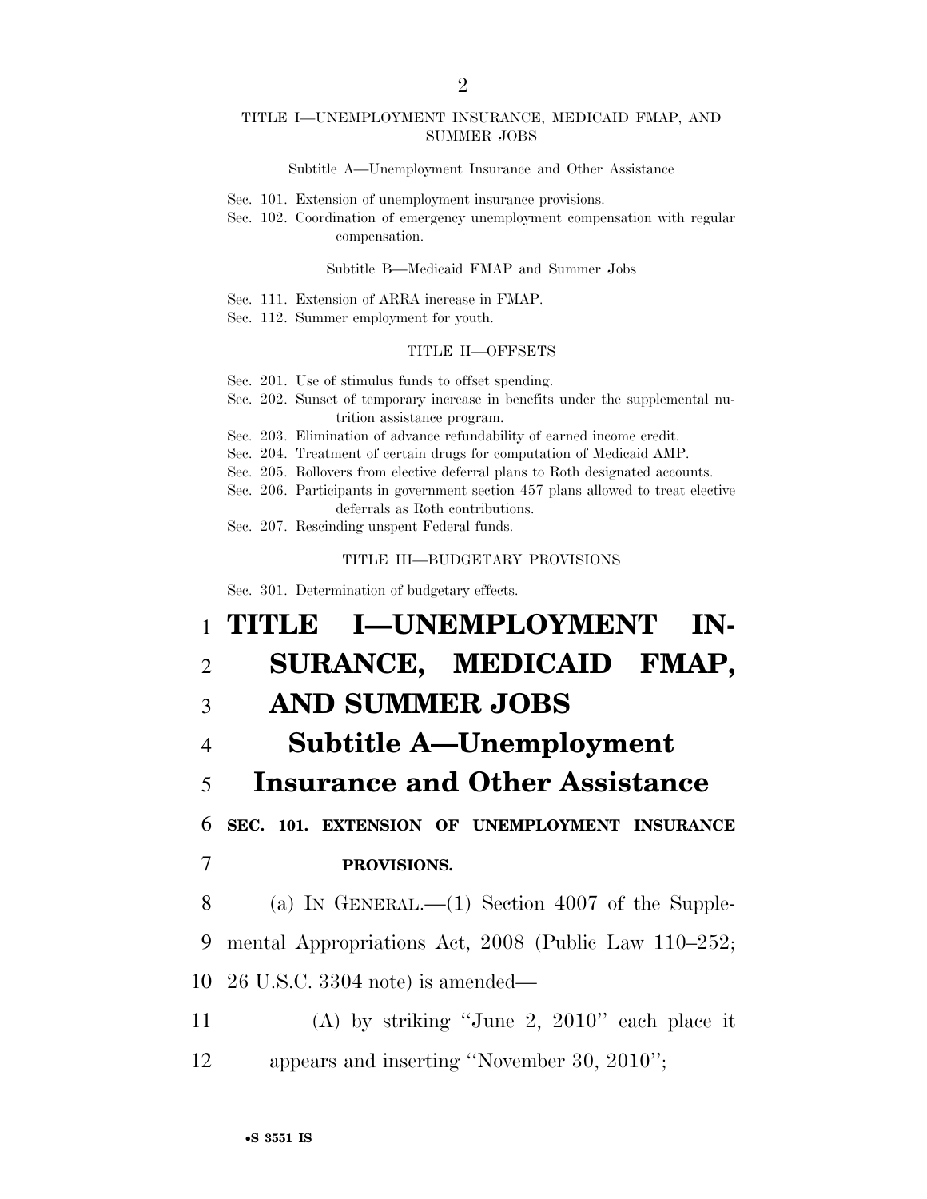TITLE I—UNEMPLOYMENT INSURANCE, MEDICAID FMAP, AND SUMMER JOBS

Subtitle A—Unemployment Insurance and Other Assistance

Sec. 101. Extension of unemployment insurance provisions.
Sec. 102. Coordination of emergency unemployment compensation with regular compensation.

Subtitle B—Medicaid FMAP and Summer Jobs

Sec. 111. Extension of ARRA increase in FMAP.
Sec. 112. Summer employment for youth.

TITLE II—OFFSETS

Sec. 201. Use of stimulus funds to offset spending.
Sec. 202. Sunset of temporary increase in benefits under the supplemental nutrition assistance program.
Sec. 203. Elimination of advance refundability of earned income credit.
Sec. 204. Treatment of certain drugs for computation of Medicaid AMP.
Sec. 205. Rollovers from elective deferral plans to Roth designated accounts.
Sec. 206. Participants in government section 457 plans allowed to treat elective deferrals as Roth contributions.
Sec. 207. Rescinding unspent Federal funds.

TITLE III—BUDGETARY PROVISIONS

Sec. 301. Determination of budgetary effects.

# TITLE I—UNEMPLOYMENT INSURANCE, MEDICAID FMAP, AND SUMMER JOBS

## Subtitle A—Unemployment Insurance and Other Assistance

**SEC. 101. EXTENSION OF UNEMPLOYMENT INSURANCE PROVISIONS.**

(a) IN GENERAL.—(1) Section 4007 of the Supplemental Appropriations Act, 2008 (Public Law 110–252; 26 U.S.C. 3304 note) is amended—

(A) by striking ''June 2, 2010'' each place it appears and inserting ''November 30, 2010'';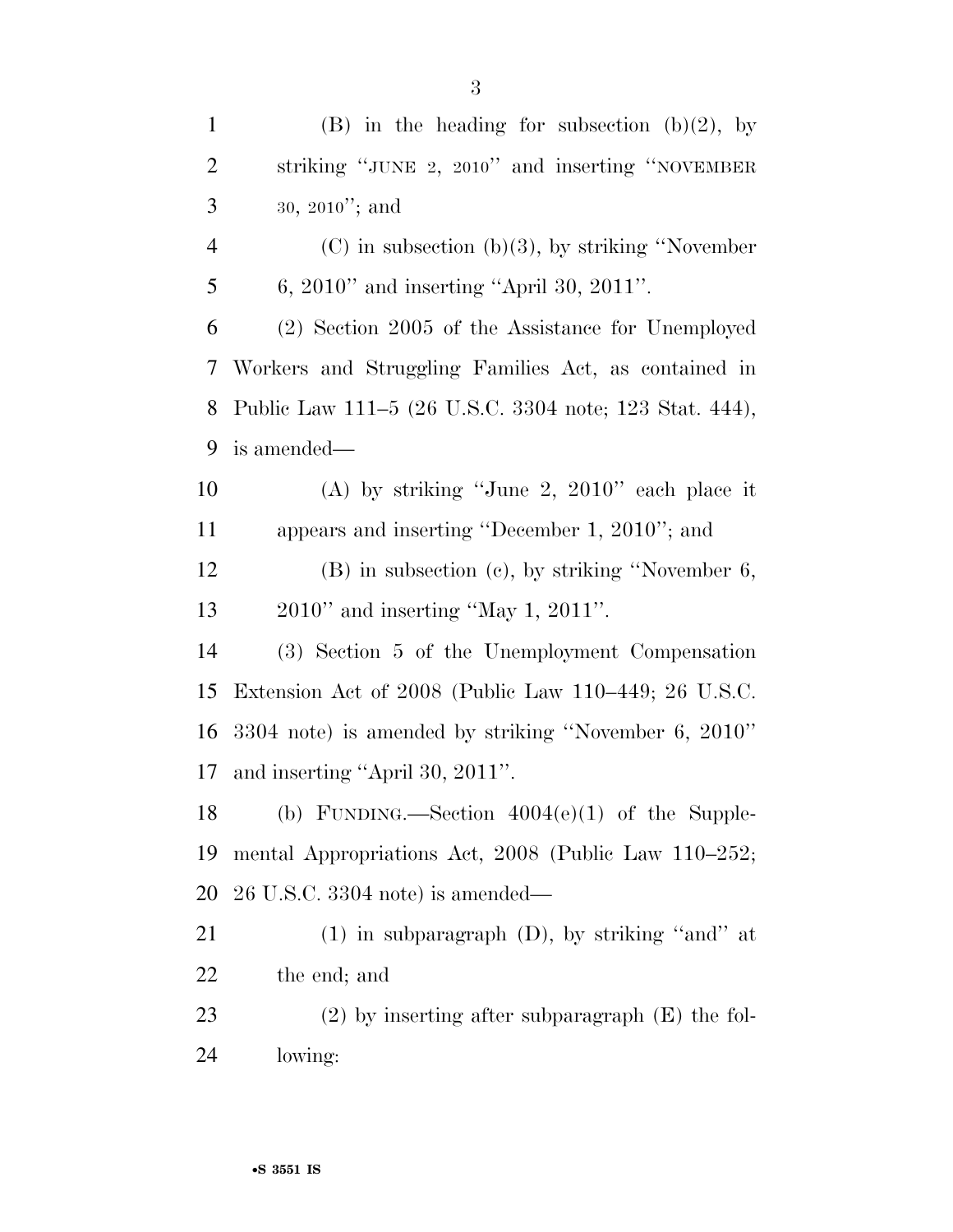(B) in the heading for subsection (b)(2), by striking ''JUNE 2, 2010'' and inserting ''NOVEMBER 30, 2010''; and

(C) in subsection (b)(3), by striking ''November 6, 2010'' and inserting ''April 30, 2011''.

(2) Section 2005 of the Assistance for Unemployed Workers and Struggling Families Act, as contained in Public Law 111–5 (26 U.S.C. 3304 note; 123 Stat. 444), is amended—

(A) by striking ''June 2, 2010'' each place it appears and inserting ''December 1, 2010''; and

(B) in subsection (c), by striking ''November 6, 2010'' and inserting ''May 1, 2011''.

(3) Section 5 of the Unemployment Compensation Extension Act of 2008 (Public Law 110–449; 26 U.S.C. 3304 note) is amended by striking ''November 6, 2010'' and inserting ''April 30, 2011''.

(b) FUNDING.—Section 4004(e)(1) of the Supplemental Appropriations Act, 2008 (Public Law 110–252; 26 U.S.C. 3304 note) is amended—

(1) in subparagraph (D), by striking ''and'' at the end; and

(2) by inserting after subparagraph (E) the following: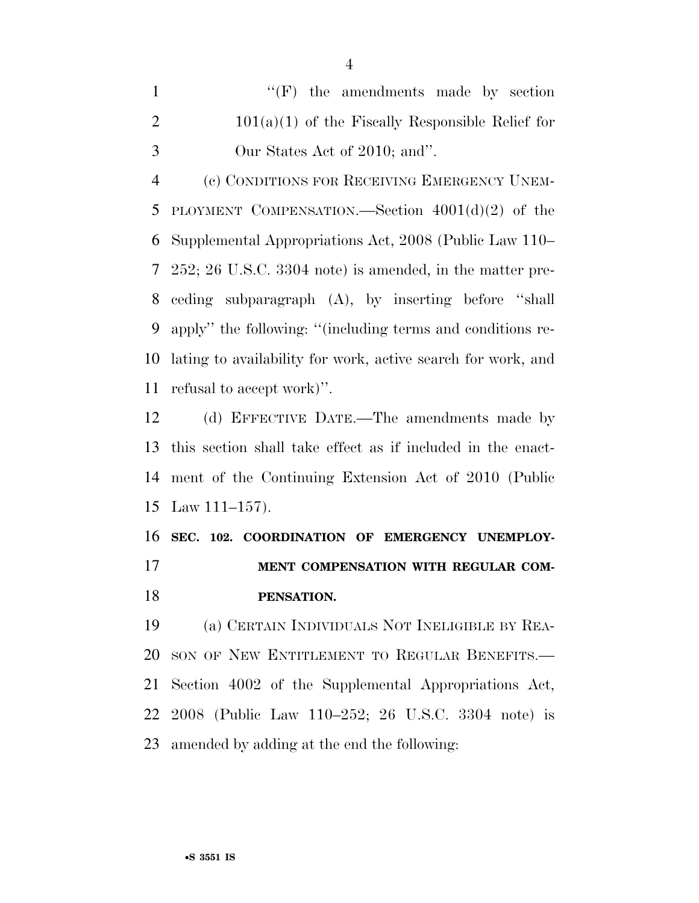''(F) the amendments made by section 101(a)(1) of the Fiscally Responsible Relief for Our States Act of 2010; and''.

(c) CONDITIONS FOR RECEIVING EMERGENCY UNEMPLOYMENT COMPENSATION.—Section 4001(d)(2) of the Supplemental Appropriations Act, 2008 (Public Law 110–252; 26 U.S.C. 3304 note) is amended, in the matter preceding subparagraph (A), by inserting before ''shall apply'' the following: ''(including terms and conditions relating to availability for work, active search for work, and refusal to accept work)''.

(d) EFFECTIVE DATE.—The amendments made by this section shall take effect as if included in the enactment of the Continuing Extension Act of 2010 (Public Law 111–157).

**SEC. 102. COORDINATION OF EMERGENCY UNEMPLOYMENT COMPENSATION WITH REGULAR COMPENSATION.**

(a) CERTAIN INDIVIDUALS NOT INELIGIBLE BY REASON OF NEW ENTITLEMENT TO REGULAR BENEFITS.—Section 4002 of the Supplemental Appropriations Act, 2008 (Public Law 110–252; 26 U.S.C. 3304 note) is amended by adding at the end the following: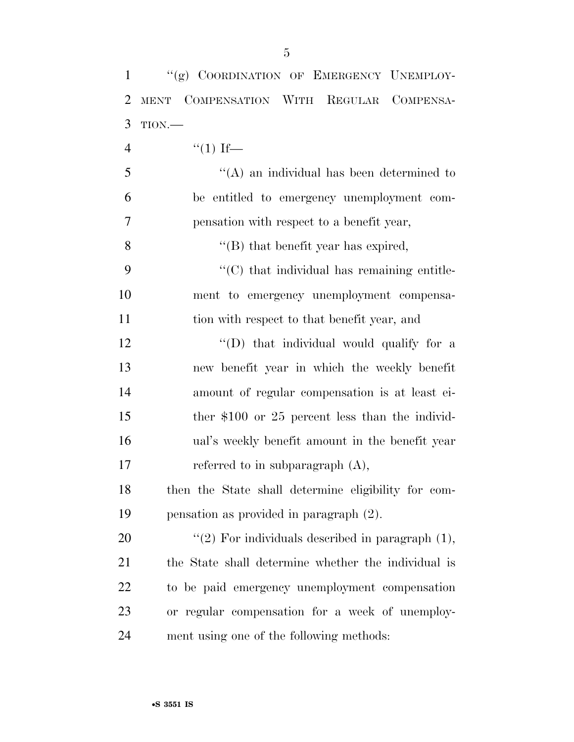"(g) COORDINATION OF EMERGENCY UNEMPLOYMENT COMPENSATION WITH REGULAR COMPENSATION.—

"(1) If—

"(A) an individual has been determined to be entitled to emergency unemployment compensation with respect to a benefit year,

"(B) that benefit year has expired,

"(C) that individual has remaining entitlement to emergency unemployment compensation with respect to that benefit year, and

"(D) that individual would qualify for a new benefit year in which the weekly benefit amount of regular compensation is at least either $100 or 25 percent less than the individual's weekly benefit amount in the benefit year referred to in subparagraph (A),

then the State shall determine eligibility for compensation as provided in paragraph (2).

"(2) For individuals described in paragraph (1), the State shall determine whether the individual is to be paid emergency unemployment compensation or regular compensation for a week of unemployment using one of the following methods: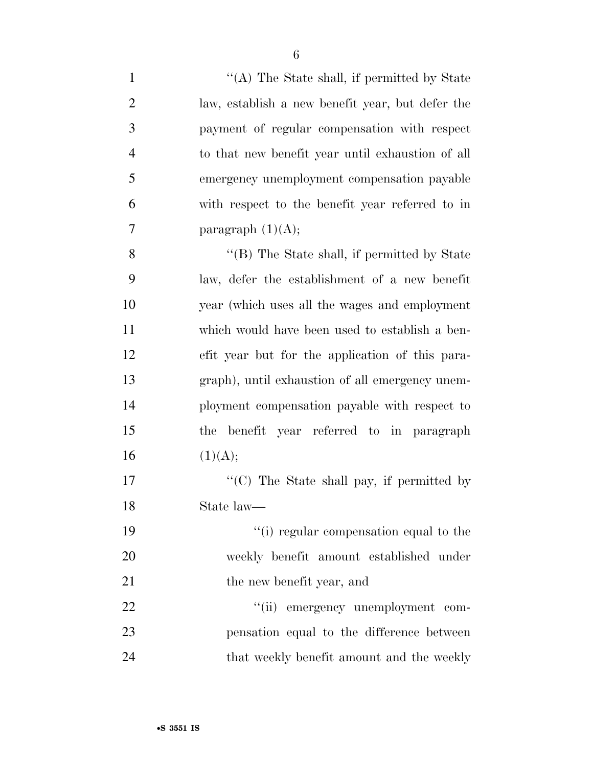''(A) The State shall, if permitted by State law, establish a new benefit year, but defer the payment of regular compensation with respect to that new benefit year until exhaustion of all emergency unemployment compensation payable with respect to the benefit year referred to in paragraph (1)(A);

''(B) The State shall, if permitted by State law, defer the establishment of a new benefit year (which uses all the wages and employment which would have been used to establish a benefit year but for the application of this paragraph), until exhaustion of all emergency unemployment compensation payable with respect to the benefit year referred to in paragraph (1)(A);

''(C) The State shall pay, if permitted by State law—

''(i) regular compensation equal to the weekly benefit amount established under the new benefit year, and

''(ii) emergency unemployment compensation equal to the difference between that weekly benefit amount and the weekly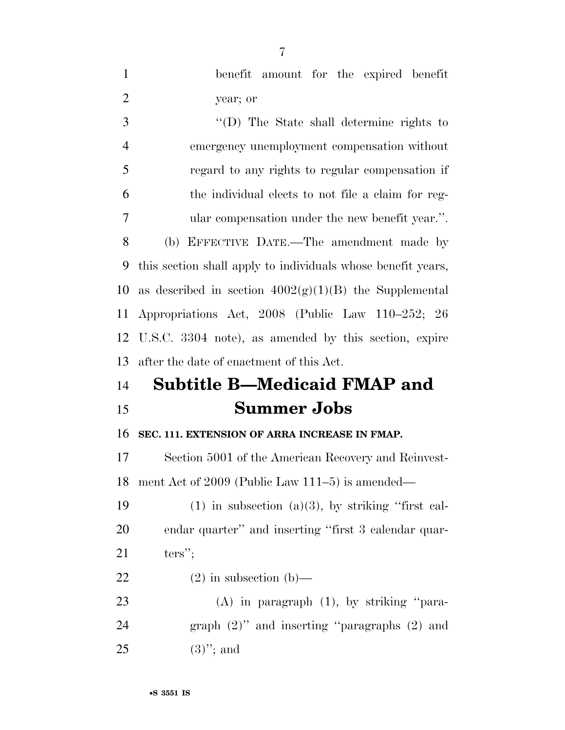benefit amount for the expired benefit year; or

"(D) The State shall determine rights to emergency unemployment compensation without regard to any rights to regular compensation if the individual elects to not file a claim for regular compensation under the new benefit year.".

(b) EFFECTIVE DATE.—The amendment made by this section shall apply to individuals whose benefit years, as described in section 4002(g)(1)(B) the Supplemental Appropriations Act, 2008 (Public Law 110–252; 26 U.S.C. 3304 note), as amended by this section, expire after the date of enactment of this Act.

## Subtitle B—Medicaid FMAP and Summer Jobs

### SEC. 111. EXTENSION OF ARRA INCREASE IN FMAP.

Section 5001 of the American Recovery and Reinvestment Act of 2009 (Public Law 111–5) is amended—

(1) in subsection (a)(3), by striking "first calendar quarter" and inserting "first 3 calendar quarters";

(2) in subsection (b)—

(A) in paragraph (1), by striking "paragraph (2)" and inserting "paragraphs (2) and (3)"; and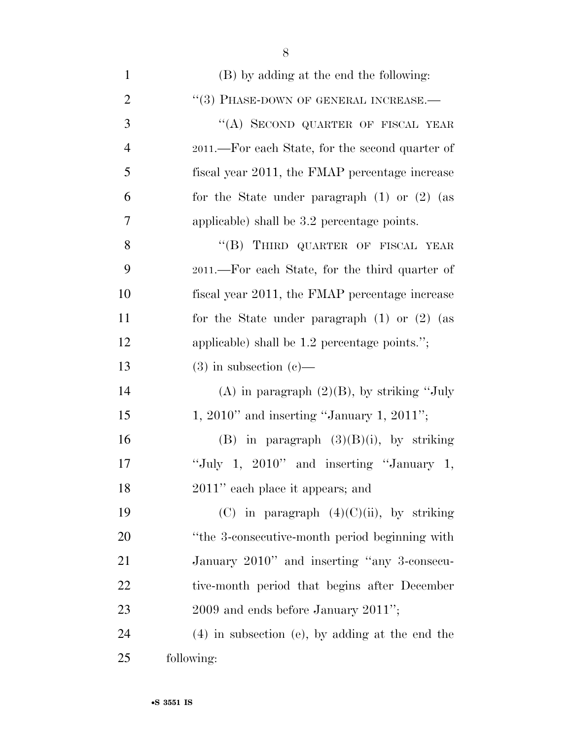(B) by adding at the end the following:

"(3) PHASE-DOWN OF GENERAL INCREASE.—

"(A) SECOND QUARTER OF FISCAL YEAR 2011.—For each State, for the second quarter of fiscal year 2011, the FMAP percentage increase for the State under paragraph (1) or (2) (as applicable) shall be 3.2 percentage points.

"(B) THIRD QUARTER OF FISCAL YEAR 2011.—For each State, for the third quarter of fiscal year 2011, the FMAP percentage increase for the State under paragraph (1) or (2) (as applicable) shall be 1.2 percentage points.";

(3) in subsection (c)—

(A) in paragraph (2)(B), by striking "July 1, 2010" and inserting "January 1, 2011";

(B) in paragraph (3)(B)(i), by striking "July 1, 2010" and inserting "January 1, 2011" each place it appears; and

(C) in paragraph (4)(C)(ii), by striking "the 3-consecutive-month period beginning with January 2010" and inserting "any 3-consecutive-month period that begins after December 2009 and ends before January 2011";

(4) in subsection (e), by adding at the end the following: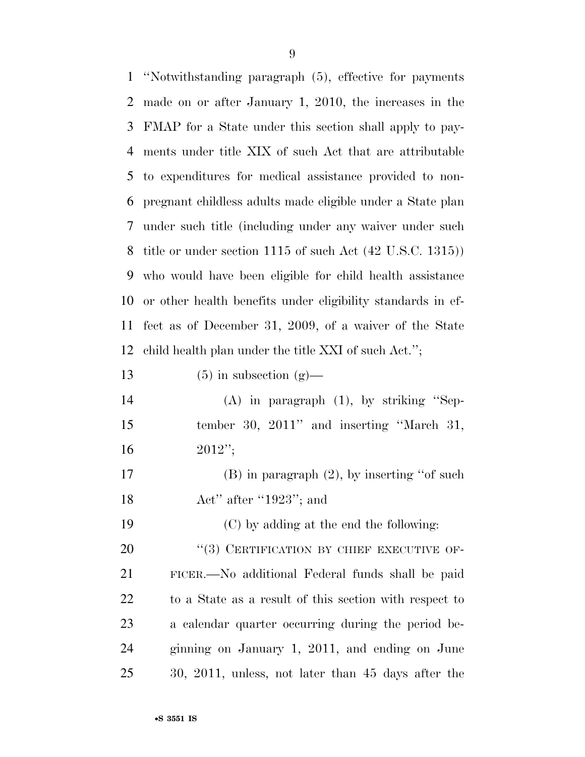"Notwithstanding paragraph (5), effective for payments made on or after January 1, 2010, the increases in the FMAP for a State under this section shall apply to payments under title XIX of such Act that are attributable to expenditures for medical assistance provided to nonpregnant childless adults made eligible under a State plan under such title (including under any waiver under such title or under section 1115 of such Act (42 U.S.C. 1315)) who would have been eligible for child health assistance or other health benefits under eligibility standards in effect as of December 31, 2009, of a waiver of the State child health plan under the title XXI of such Act.";

(5) in subsection (g)—

(A) in paragraph (1), by striking "September 30, 2011" and inserting "March 31, 2012";

(B) in paragraph (2), by inserting "of such Act" after "1923"; and

(C) by adding at the end the following:

"(3) CERTIFICATION BY CHIEF EXECUTIVE OFFICER.—No additional Federal funds shall be paid to a State as a result of this section with respect to a calendar quarter occurring during the period beginning on January 1, 2011, and ending on June 30, 2011, unless, not later than 45 days after the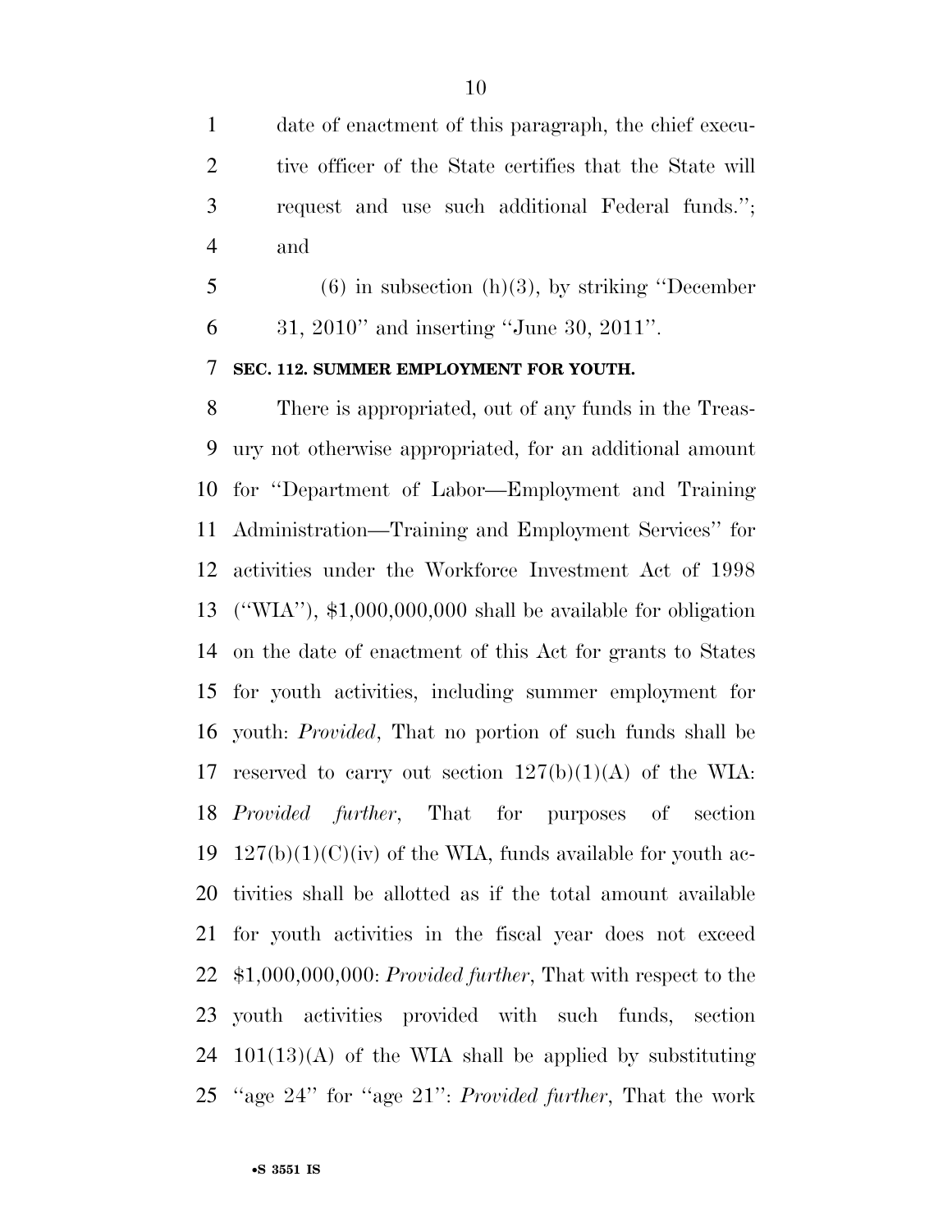date of enactment of this paragraph, the chief executive officer of the State certifies that the State will request and use such additional Federal funds.''; and

(6) in subsection (h)(3), by striking ''December 31, 2010'' and inserting ''June 30, 2011''.

**SEC. 112. SUMMER EMPLOYMENT FOR YOUTH.**

There is appropriated, out of any funds in the Treasury not otherwise appropriated, for an additional amount for ''Department of Labor—Employment and Training Administration—Training and Employment Services'' for activities under the Workforce Investment Act of 1998 (''WIA''), $1,000,000,000 shall be available for obligation on the date of enactment of this Act for grants to States for youth activities, including summer employment for youth: *Provided*, That no portion of such funds shall be reserved to carry out section 127(b)(1)(A) of the WIA: *Provided further*, That for purposes of section 127(b)(1)(C)(iv) of the WIA, funds available for youth activities shall be allotted as if the total amount available for youth activities in the fiscal year does not exceed $1,000,000,000: *Provided further*, That with respect to the youth activities provided with such funds, section 101(13)(A) of the WIA shall be applied by substituting ''age 24'' for ''age 21'': *Provided further*, That the work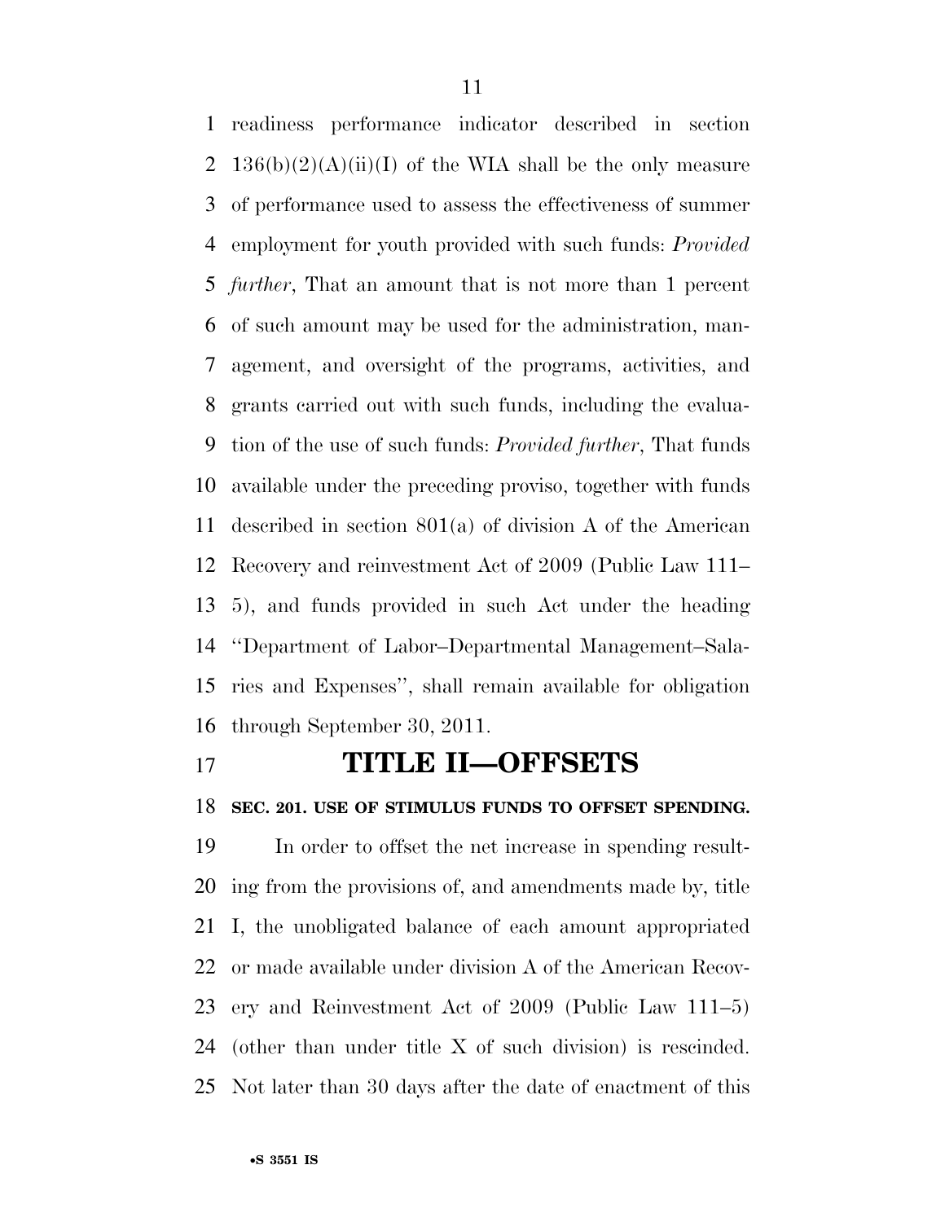readiness performance indicator described in section 136(b)(2)(A)(ii)(I) of the WIA shall be the only measure of performance used to assess the effectiveness of summer employment for youth provided with such funds: *Provided further*, That an amount that is not more than 1 percent of such amount may be used for the administration, management, and oversight of the programs, activities, and grants carried out with such funds, including the evaluation of the use of such funds: *Provided further*, That funds available under the preceding proviso, together with funds described in section 801(a) of division A of the American Recovery and reinvestment Act of 2009 (Public Law 111–5), and funds provided in such Act under the heading ''Department of Labor–Departmental Management–Salaries and Expenses'', shall remain available for obligation through September 30, 2011.

# TITLE II—OFFSETS

**SEC. 201. USE OF STIMULUS FUNDS TO OFFSET SPENDING.**

In order to offset the net increase in spending resulting from the provisions of, and amendments made by, title I, the unobligated balance of each amount appropriated or made available under division A of the American Recovery and Reinvestment Act of 2009 (Public Law 111–5) (other than under title X of such division) is rescinded. Not later than 30 days after the date of enactment of this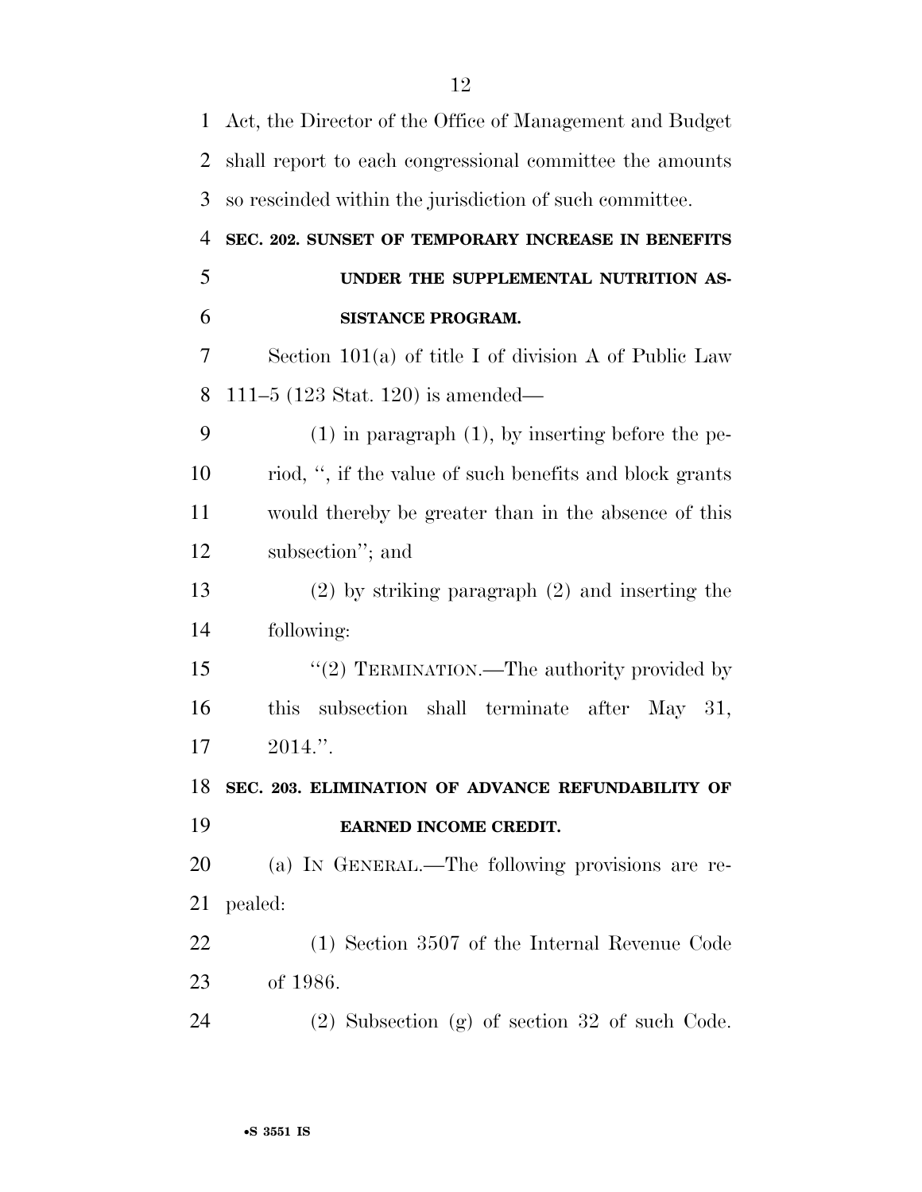Act, the Director of the Office of Management and Budget shall report to each congressional committee the amounts so rescinded within the jurisdiction of such committee.

**SEC. 202. SUNSET OF TEMPORARY INCREASE IN BENEFITS UNDER THE SUPPLEMENTAL NUTRITION ASSISTANCE PROGRAM.**

Section 101(a) of title I of division A of Public Law 111–5 (123 Stat. 120) is amended—

(1) in paragraph (1), by inserting before the period, ", if the value of such benefits and block grants would thereby be greater than in the absence of this subsection"; and

(2) by striking paragraph (2) and inserting the following:

"(2) TERMINATION.—The authority provided by this subsection shall terminate after May 31, 2014.".

**SEC. 203. ELIMINATION OF ADVANCE REFUNDABILITY OF EARNED INCOME CREDIT.**

(a) IN GENERAL.—The following provisions are repealed:

(1) Section 3507 of the Internal Revenue Code of 1986.

(2) Subsection (g) of section 32 of such Code.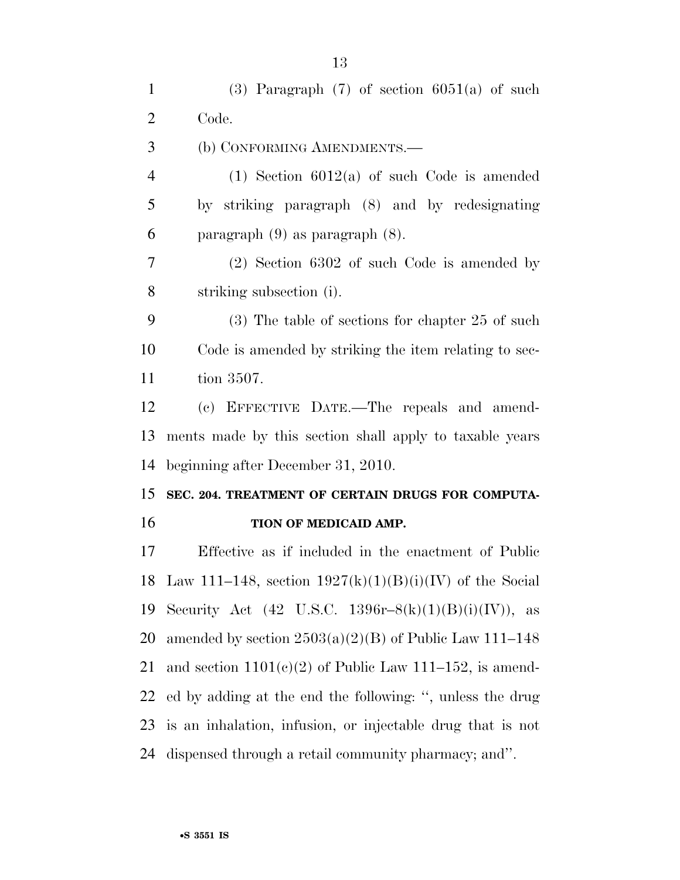(3) Paragraph (7) of section 6051(a) of such Code.

(b) CONFORMING AMENDMENTS.—

(1) Section 6012(a) of such Code is amended by striking paragraph (8) and by redesignating paragraph (9) as paragraph (8).

(2) Section 6302 of such Code is amended by striking subsection (i).

(3) The table of sections for chapter 25 of such Code is amended by striking the item relating to section 3507.

(c) EFFECTIVE DATE.—The repeals and amendments made by this section shall apply to taxable years beginning after December 31, 2010.

## SEC. 204. TREATMENT OF CERTAIN DRUGS FOR COMPUTATION OF MEDICAID AMP.

Effective as if included in the enactment of Public Law 111–148, section 1927(k)(1)(B)(i)(IV) of the Social Security Act (42 U.S.C. 1396r–8(k)(1)(B)(i)(IV)), as amended by section 2503(a)(2)(B) of Public Law 111–148 and section 1101(c)(2) of Public Law 111–152, is amended by adding at the end the following: '', unless the drug is an inhalation, infusion, or injectable drug that is not dispensed through a retail community pharmacy; and''.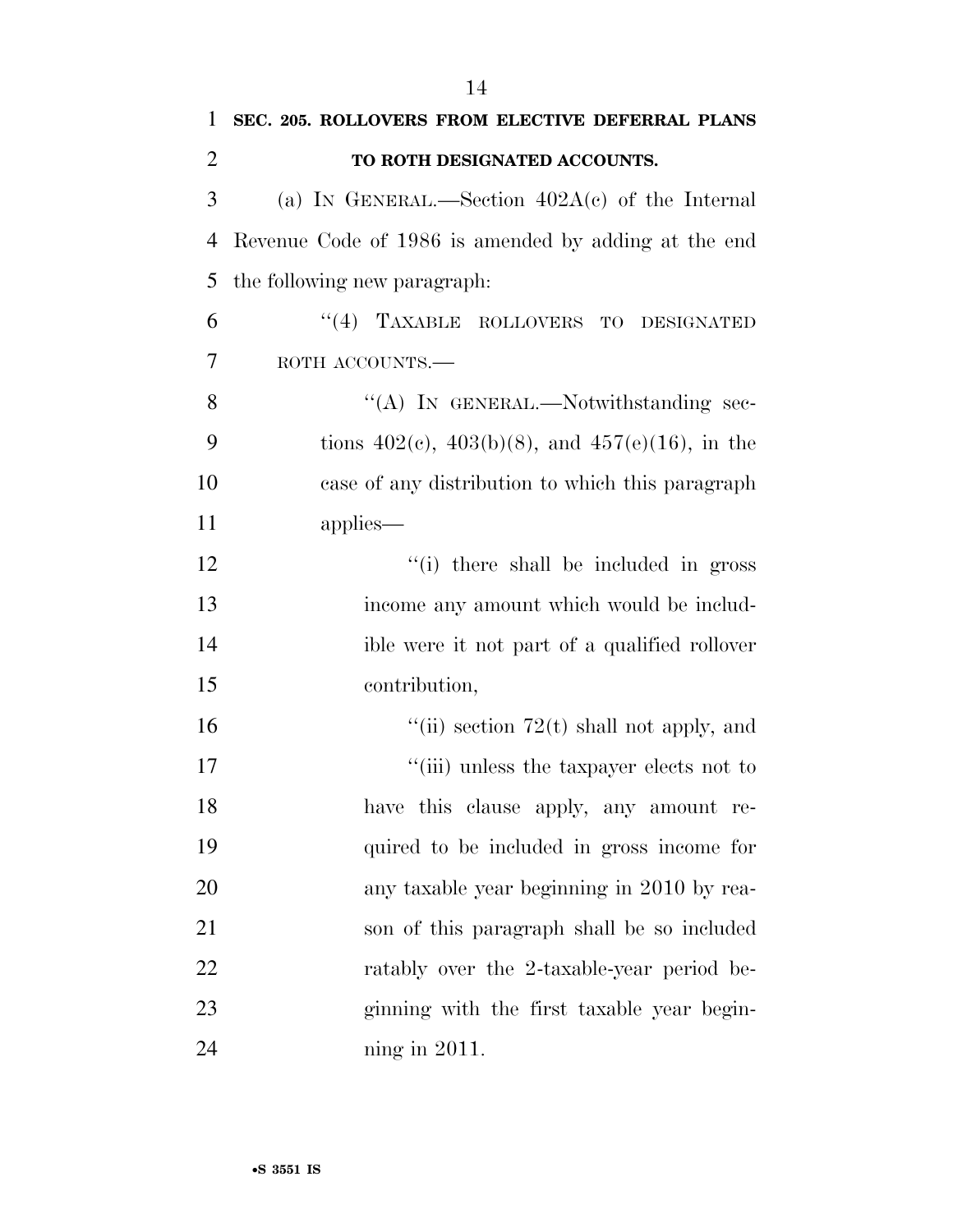**SEC. 205. ROLLOVERS FROM ELECTIVE DEFERRAL PLANS TO ROTH DESIGNATED ACCOUNTS.**

(a) IN GENERAL.—Section 402A(c) of the Internal Revenue Code of 1986 is amended by adding at the end the following new paragraph:

"(4) TAXABLE ROLLOVERS TO DESIGNATED ROTH ACCOUNTS.—

"(A) IN GENERAL.—Notwithstanding sections 402(c), 403(b)(8), and 457(e)(16), in the case of any distribution to which this paragraph applies—

"(i) there shall be included in gross income any amount which would be includible were it not part of a qualified rollover contribution,

"(ii) section 72(t) shall not apply, and

"(iii) unless the taxpayer elects not to have this clause apply, any amount required to be included in gross income for any taxable year beginning in 2010 by reason of this paragraph shall be so included ratably over the 2-taxable-year period beginning with the first taxable year beginning in 2011.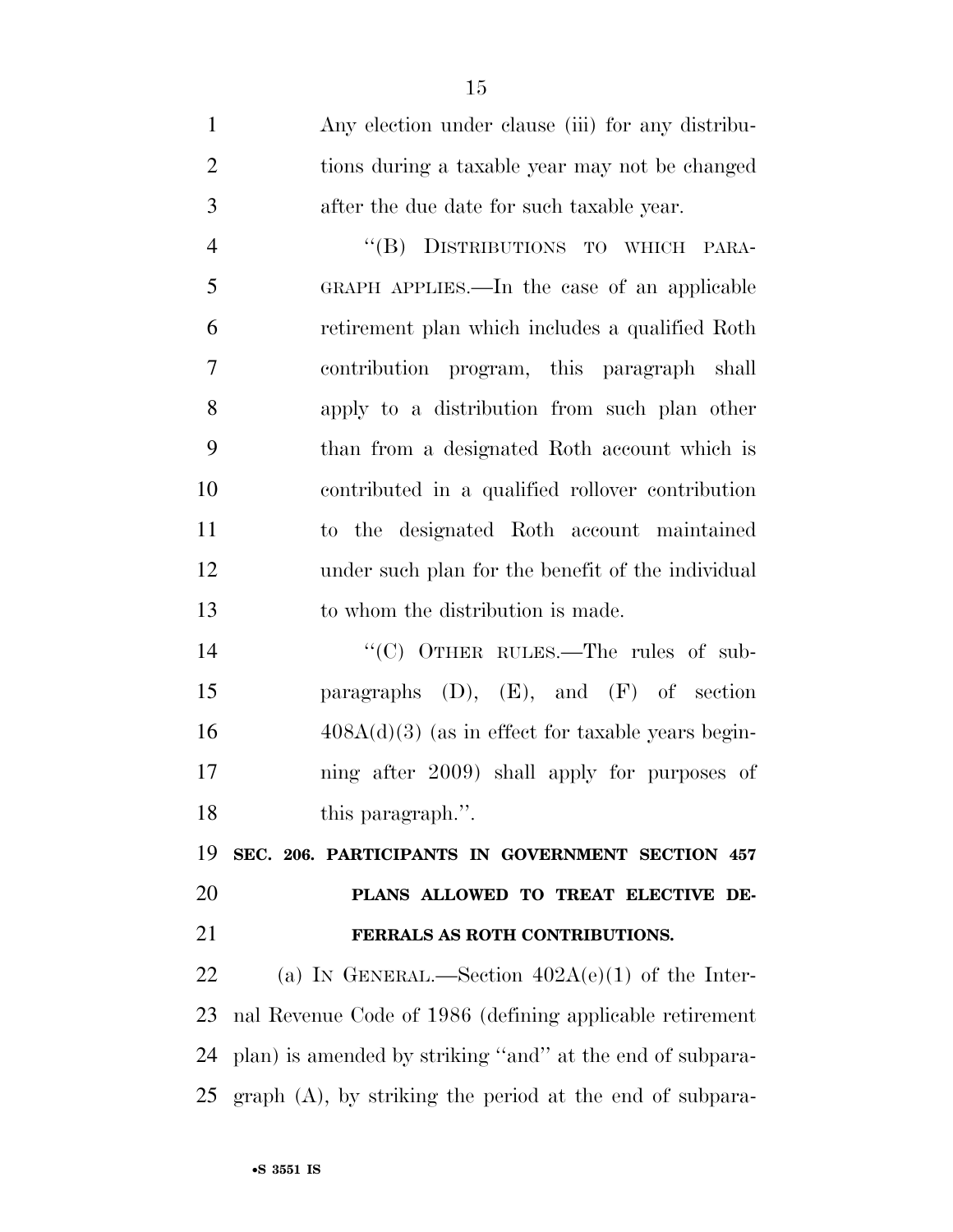Any election under clause (iii) for any distributions during a taxable year may not be changed after the due date for such taxable year.

"(B) DISTRIBUTIONS TO WHICH PARAGRAPH APPLIES.—In the case of an applicable retirement plan which includes a qualified Roth contribution program, this paragraph shall apply to a distribution from such plan other than from a designated Roth account which is contributed in a qualified rollover contribution to the designated Roth account maintained under such plan for the benefit of the individual to whom the distribution is made.

"(C) OTHER RULES.—The rules of subparagraphs (D), (E), and (F) of section 408A(d)(3) (as in effect for taxable years beginning after 2009) shall apply for purposes of this paragraph.".

**SEC. 206. PARTICIPANTS IN GOVERNMENT SECTION 457 PLANS ALLOWED TO TREAT ELECTIVE DEFERRALS AS ROTH CONTRIBUTIONS.**

(a) IN GENERAL.—Section 402A(e)(1) of the Internal Revenue Code of 1986 (defining applicable retirement plan) is amended by striking "and" at the end of subparagraph (A), by striking the period at the end of subpara-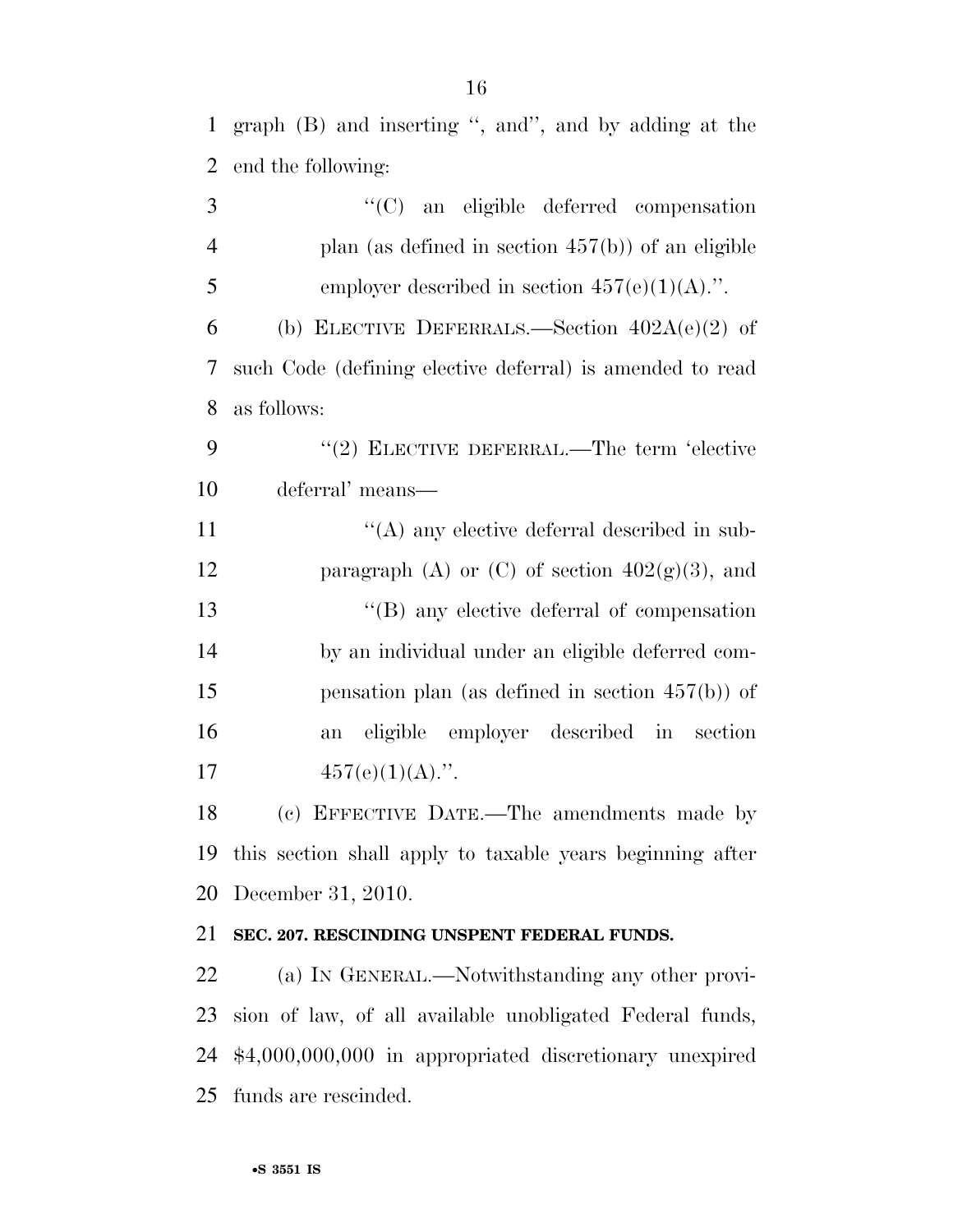graph (B) and inserting ", and", and by adding at the end the following:

"(C) an eligible deferred compensation plan (as defined in section 457(b)) of an eligible employer described in section 457(e)(1)(A).".

(b) ELECTIVE DEFERRALS.—Section 402A(e)(2) of such Code (defining elective deferral) is amended to read as follows:

"(2) ELECTIVE DEFERRAL.—The term 'elective deferral' means—

"(A) any elective deferral described in subparagraph (A) or (C) of section 402(g)(3), and

"(B) any elective deferral of compensation by an individual under an eligible deferred compensation plan (as defined in section 457(b)) of an eligible employer described in section 457(e)(1)(A).".

(c) EFFECTIVE DATE.—The amendments made by this section shall apply to taxable years beginning after December 31, 2010.

**SEC. 207. RESCINDING UNSPENT FEDERAL FUNDS.**

(a) IN GENERAL.—Notwithstanding any other provision of law, of all available unobligated Federal funds, $4,000,000,000 in appropriated discretionary unexpired funds are rescinded.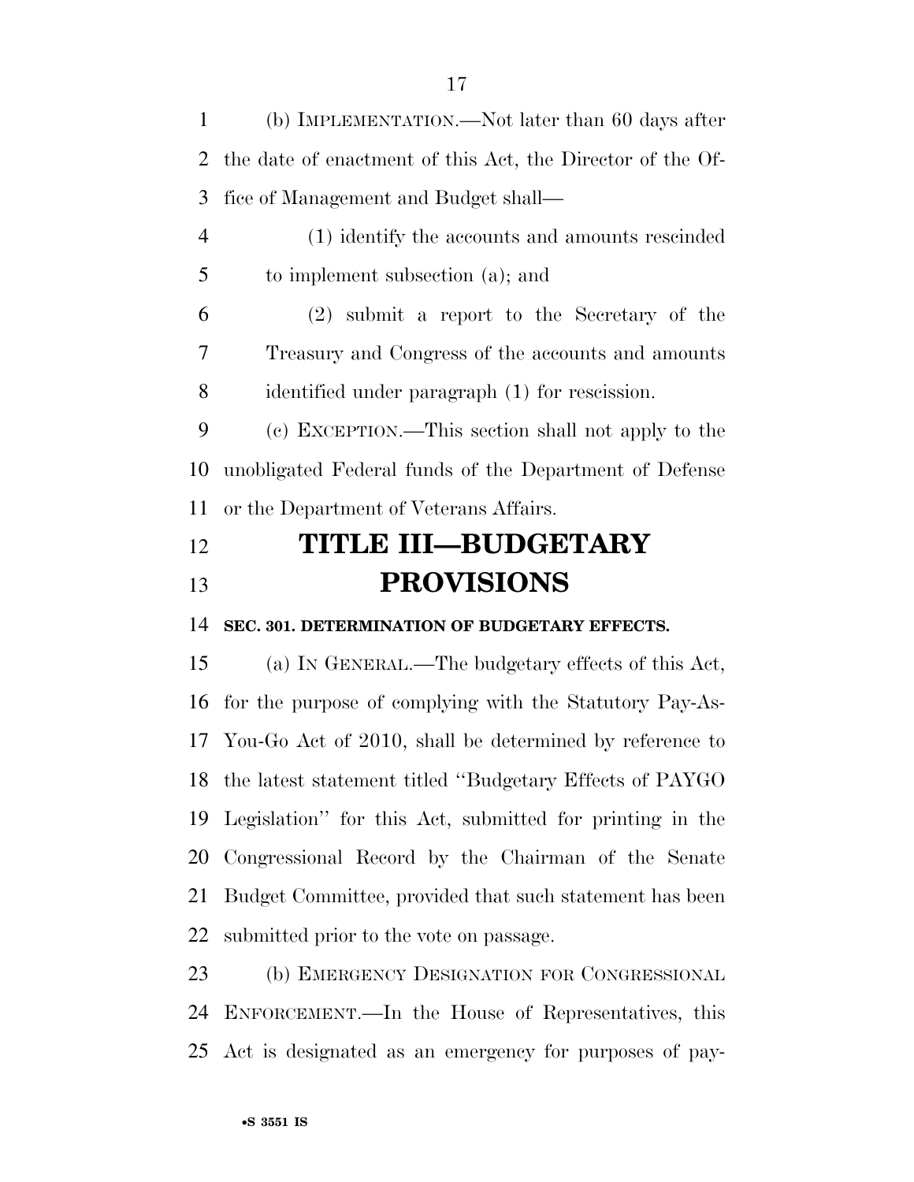(b) IMPLEMENTATION.—Not later than 60 days after the date of enactment of this Act, the Director of the Office of Management and Budget shall—

(1) identify the accounts and amounts rescinded to implement subsection (a); and

(2) submit a report to the Secretary of the Treasury and Congress of the accounts and amounts identified under paragraph (1) for rescission.

(c) EXCEPTION.—This section shall not apply to the unobligated Federal funds of the Department of Defense or the Department of Veterans Affairs.

# TITLE III—BUDGETARY PROVISIONS

**SEC. 301. DETERMINATION OF BUDGETARY EFFECTS.**

(a) IN GENERAL.—The budgetary effects of this Act, for the purpose of complying with the Statutory Pay-As-You-Go Act of 2010, shall be determined by reference to the latest statement titled ''Budgetary Effects of PAYGO Legislation'' for this Act, submitted for printing in the Congressional Record by the Chairman of the Senate Budget Committee, provided that such statement has been submitted prior to the vote on passage.

(b) EMERGENCY DESIGNATION FOR CONGRESSIONAL ENFORCEMENT.—In the House of Representatives, this Act is designated as an emergency for purposes of pay-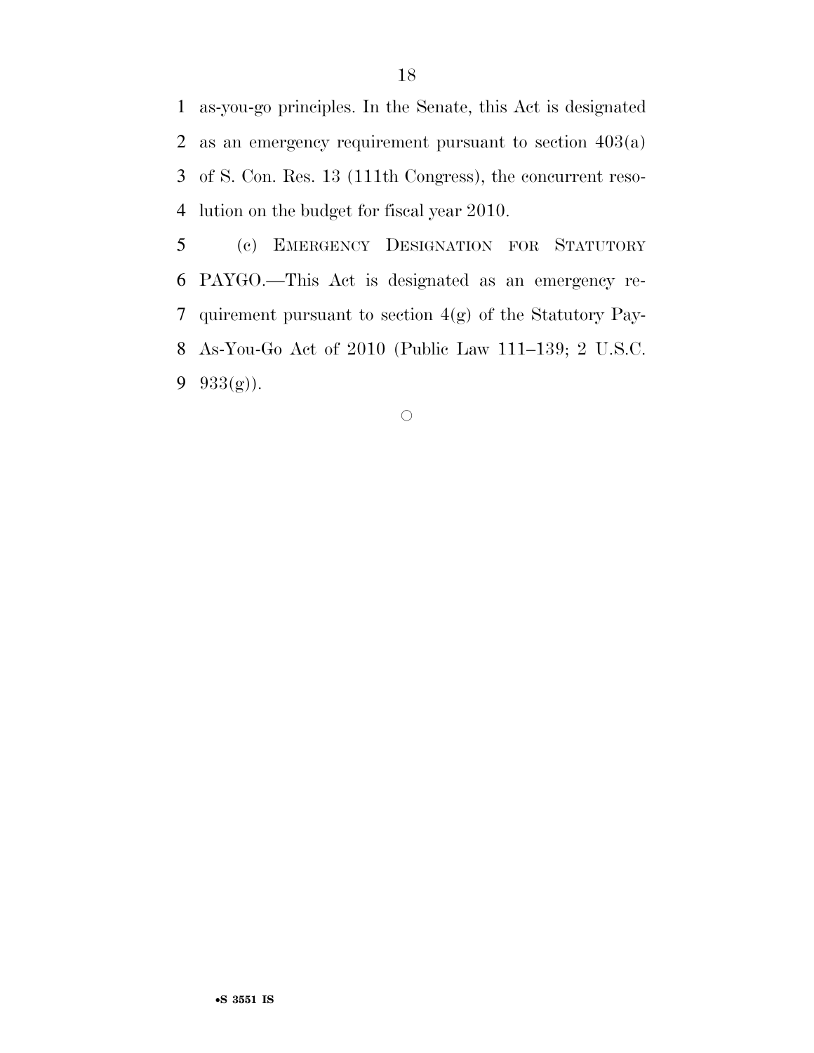as-you-go principles. In the Senate, this Act is designated as an emergency requirement pursuant to section 403(a) of S. Con. Res. 13 (111th Congress), the concurrent resolution on the budget for fiscal year 2010.

(c) EMERGENCY DESIGNATION FOR STATUTORY PAYGO.—This Act is designated as an emergency requirement pursuant to section 4(g) of the Statutory Pay-As-You-Go Act of 2010 (Public Law 111–139; 2 U.S.C. 933(g)).

○